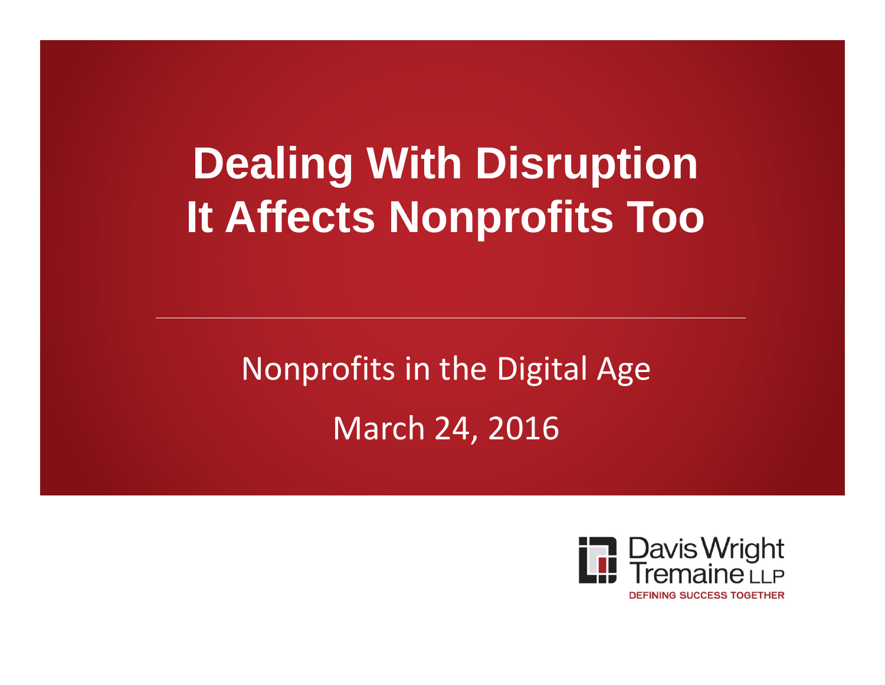# Dealing With Disruption It Affects Nonprofits Too

Nonprofits in the Digital Age

March 24, 2016

Davis Wright Tremaine LLP

DEFINING SUCCESS TOGETHER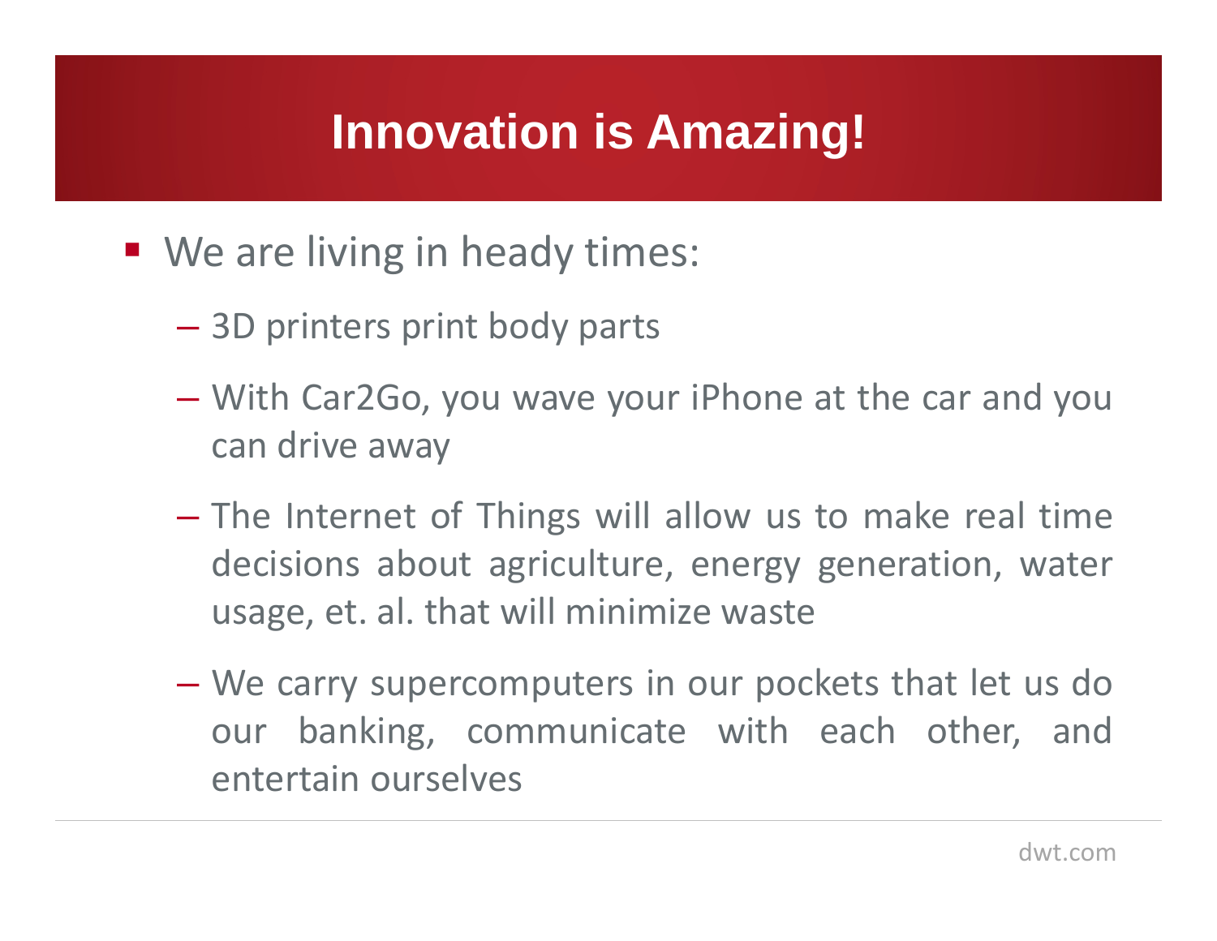# Innovation is Amazing!

- We are living in heady times:
  - 3D printers print body parts
  - With Car2Go, you wave your iPhone at the car and you can drive away
  - The Internet of Things will allow us to make real time decisions about agriculture, energy generation, water usage, et. al. that will minimize waste
  - We carry supercomputers in our pockets that let us do our banking, communicate with each other, and entertain ourselves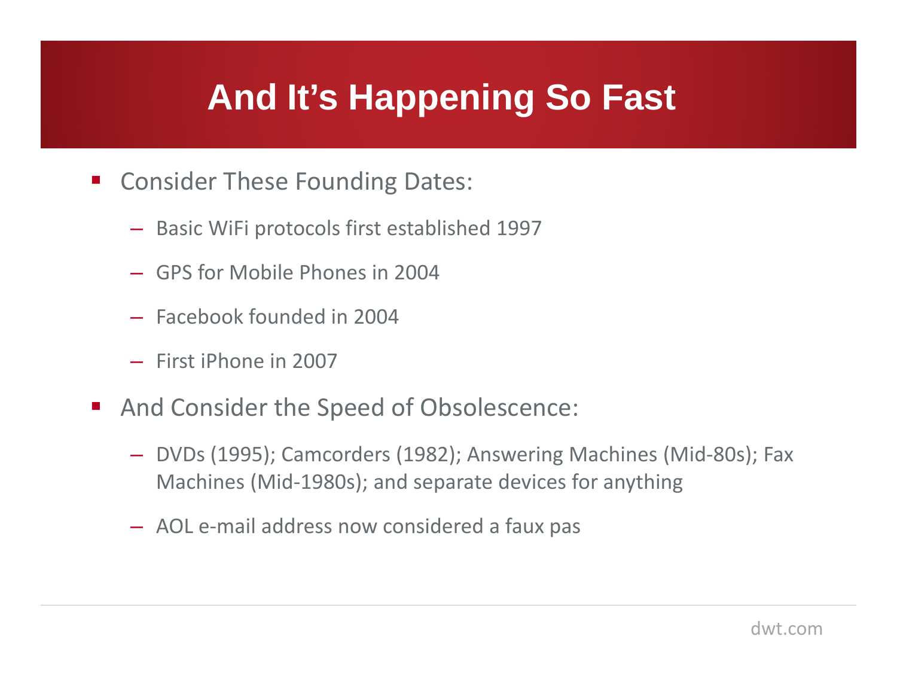# And It's Happening So Fast

- Consider These Founding Dates:
  - Basic WiFi protocols first established 1997
  - GPS for Mobile Phones in 2004
  - Facebook founded in 2004
  - First iPhone in 2007
- And Consider the Speed of Obsolescence:
  - DVDs (1995); Camcorders (1982); Answering Machines (Mid-80s); Fax Machines (Mid-1980s); and separate devices for anything
  - AOL e-mail address now considered a faux pas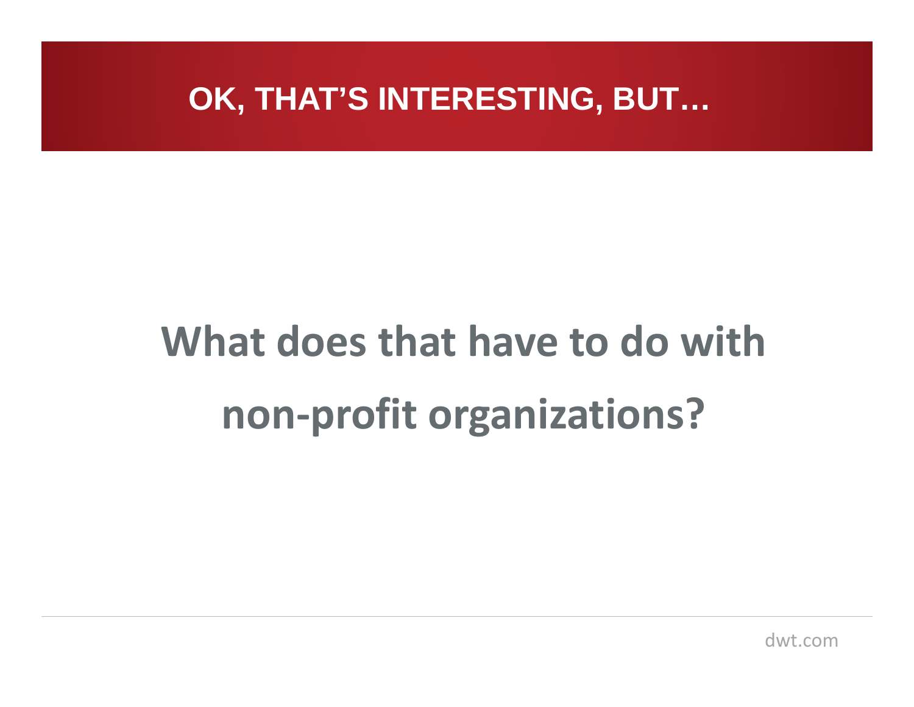# OK, THAT'S INTERESTING, BUT…

**What does that have to do with non-profit organizations?**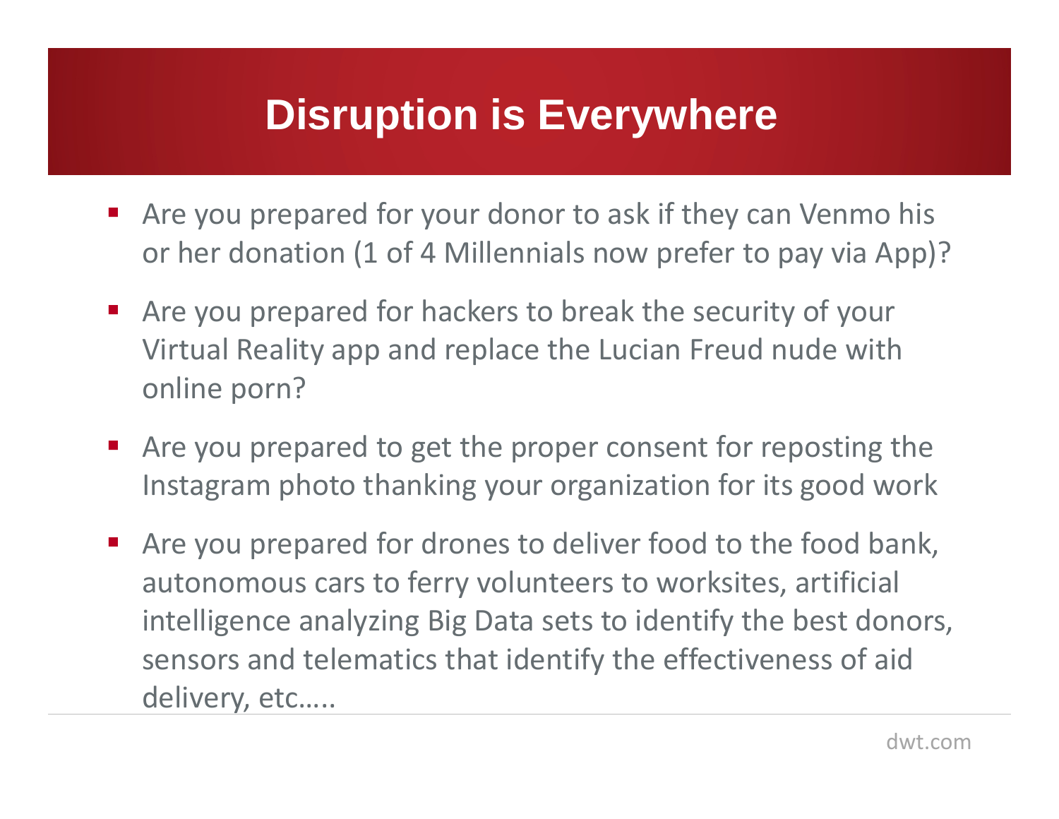# Disruption is Everywhere

- Are you prepared for your donor to ask if they can Venmo his or her donation (1 of 4 Millennials now prefer to pay via App)?
- Are you prepared for hackers to break the security of your Virtual Reality app and replace the Lucian Freud nude with online porn?
- Are you prepared to get the proper consent for reposting the Instagram photo thanking your organization for its good work
- Are you prepared for drones to deliver food to the food bank, autonomous cars to ferry volunteers to worksites, artificial intelligence analyzing Big Data sets to identify the best donors, sensors and telematics that identify the effectiveness of aid delivery, etc…..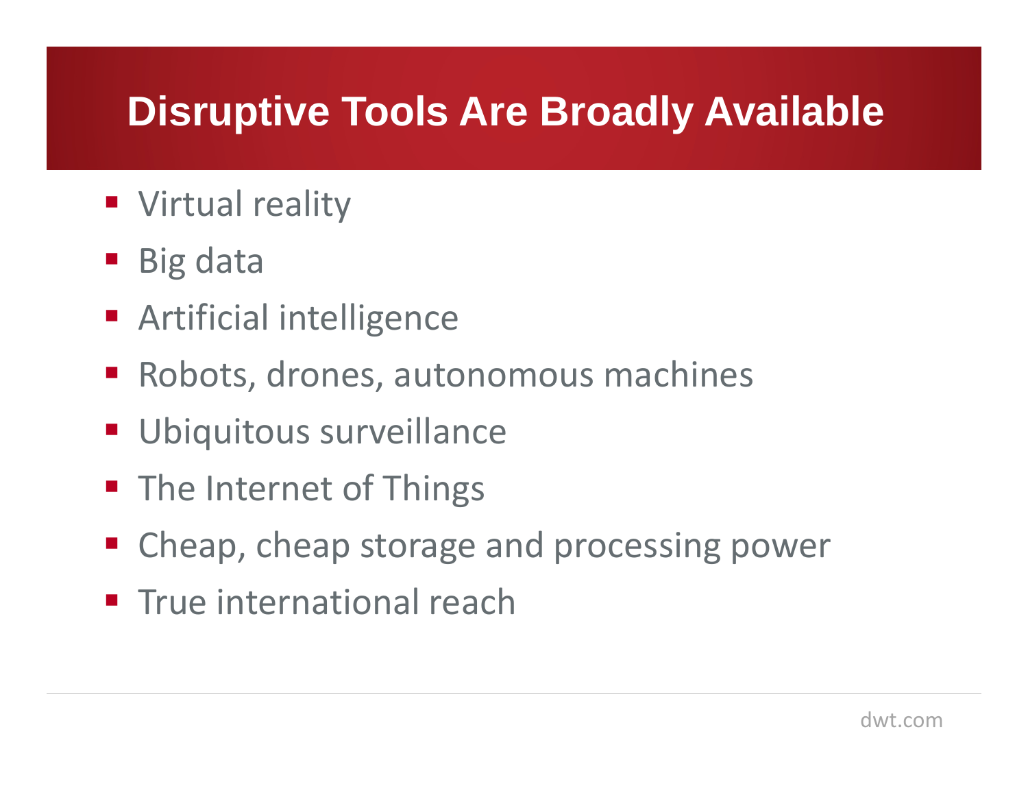# Disruptive Tools Are Broadly Available

- Virtual reality
- Big data
- Artificial intelligence
- Robots, drones, autonomous machines
- Ubiquitous surveillance
- The Internet of Things
- Cheap, cheap storage and processing power
- True international reach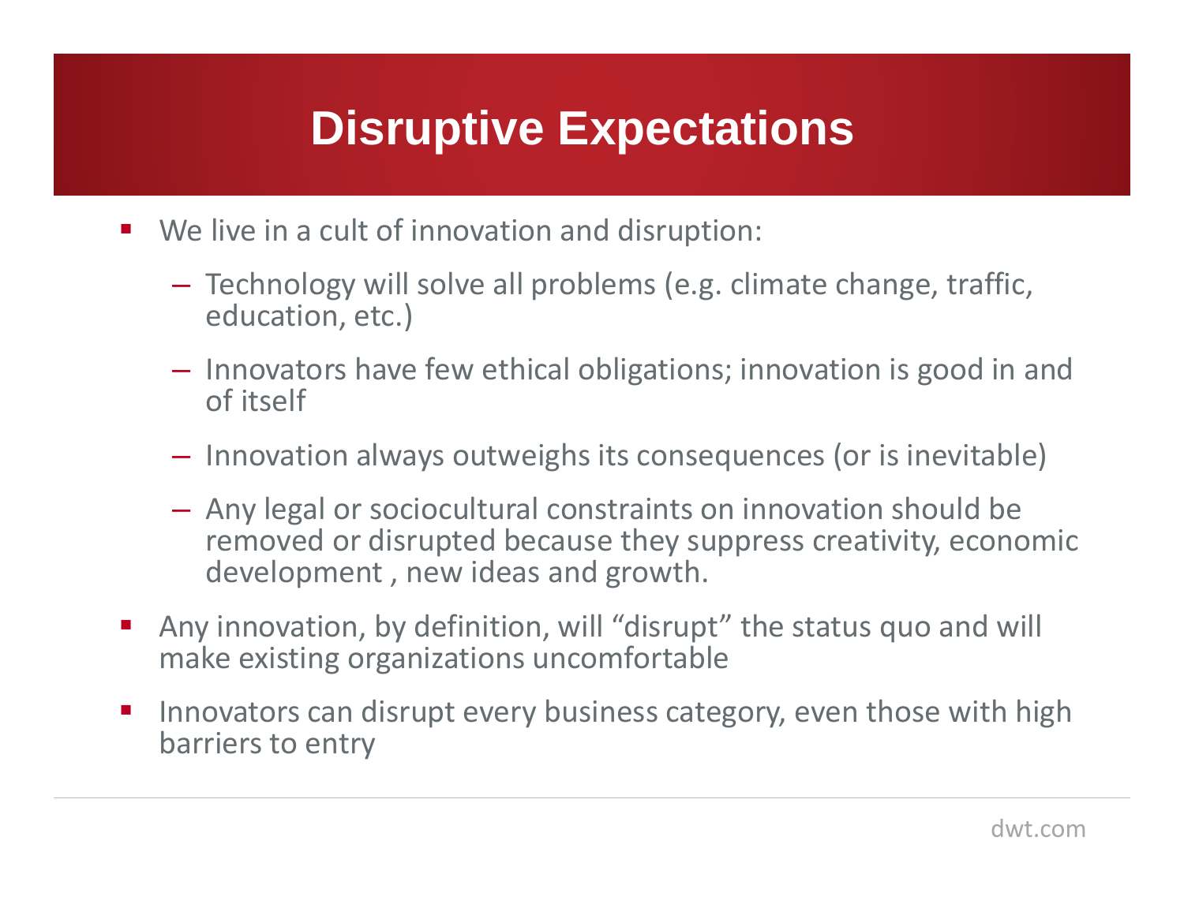# Disruptive Expectations

- We live in a cult of innovation and disruption:
  - Technology will solve all problems (e.g. climate change, traffic, education, etc.)
  - Innovators have few ethical obligations; innovation is good in and of itself
  - Innovation always outweighs its consequences (or is inevitable)
  - Any legal or sociocultural constraints on innovation should be removed or disrupted because they suppress creativity, economic development , new ideas and growth.
- Any innovation, by definition, will “disrupt” the status quo and will make existing organizations uncomfortable
- Innovators can disrupt every business category, even those with high barriers to entry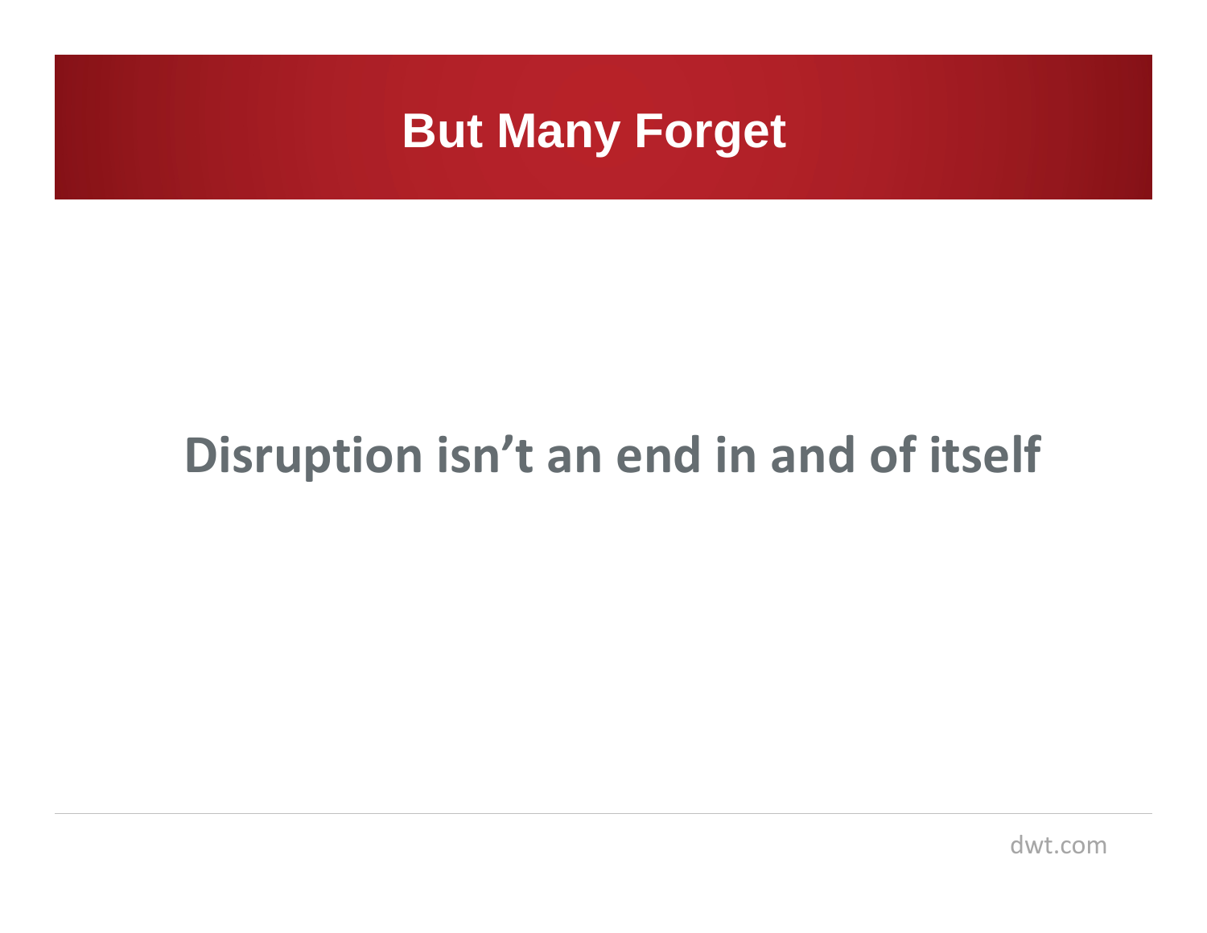# But Many Forget

**Disruption isn’t an end in and of itself**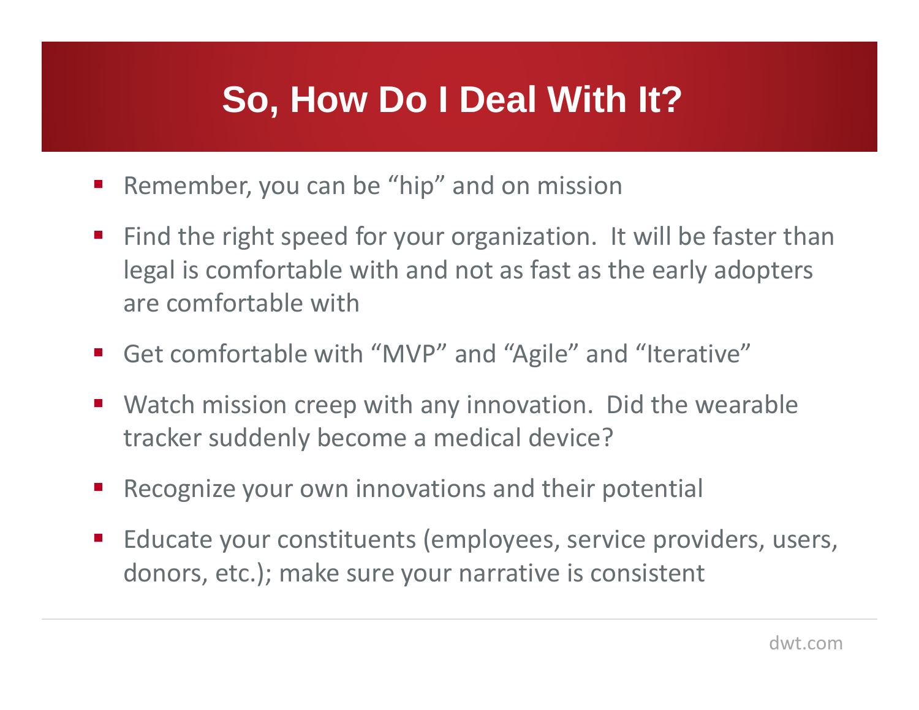# So, How Do I Deal With It?

- Remember, you can be “hip” and on mission
- Find the right speed for your organization. It will be faster than legal is comfortable with and not as fast as the early adopters are comfortable with
- Get comfortable with “MVP” and “Agile” and “Iterative”
- Watch mission creep with any innovation. Did the wearable tracker suddenly become a medical device?
- Recognize your own innovations and their potential
- Educate your constituents (employees, service providers, users, donors, etc.); make sure your narrative is consistent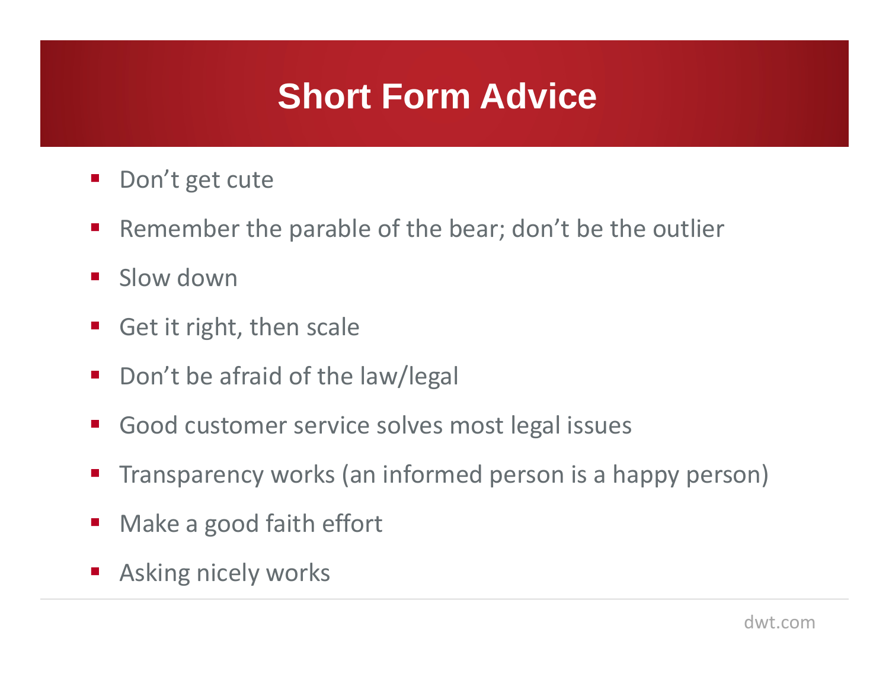# Short Form Advice

- Don’t get cute
- Remember the parable of the bear; don’t be the outlier
- Slow down
- Get it right, then scale
- Don’t be afraid of the law/legal
- Good customer service solves most legal issues
- Transparency works (an informed person is a happy person)
- Make a good faith effort
- Asking nicely works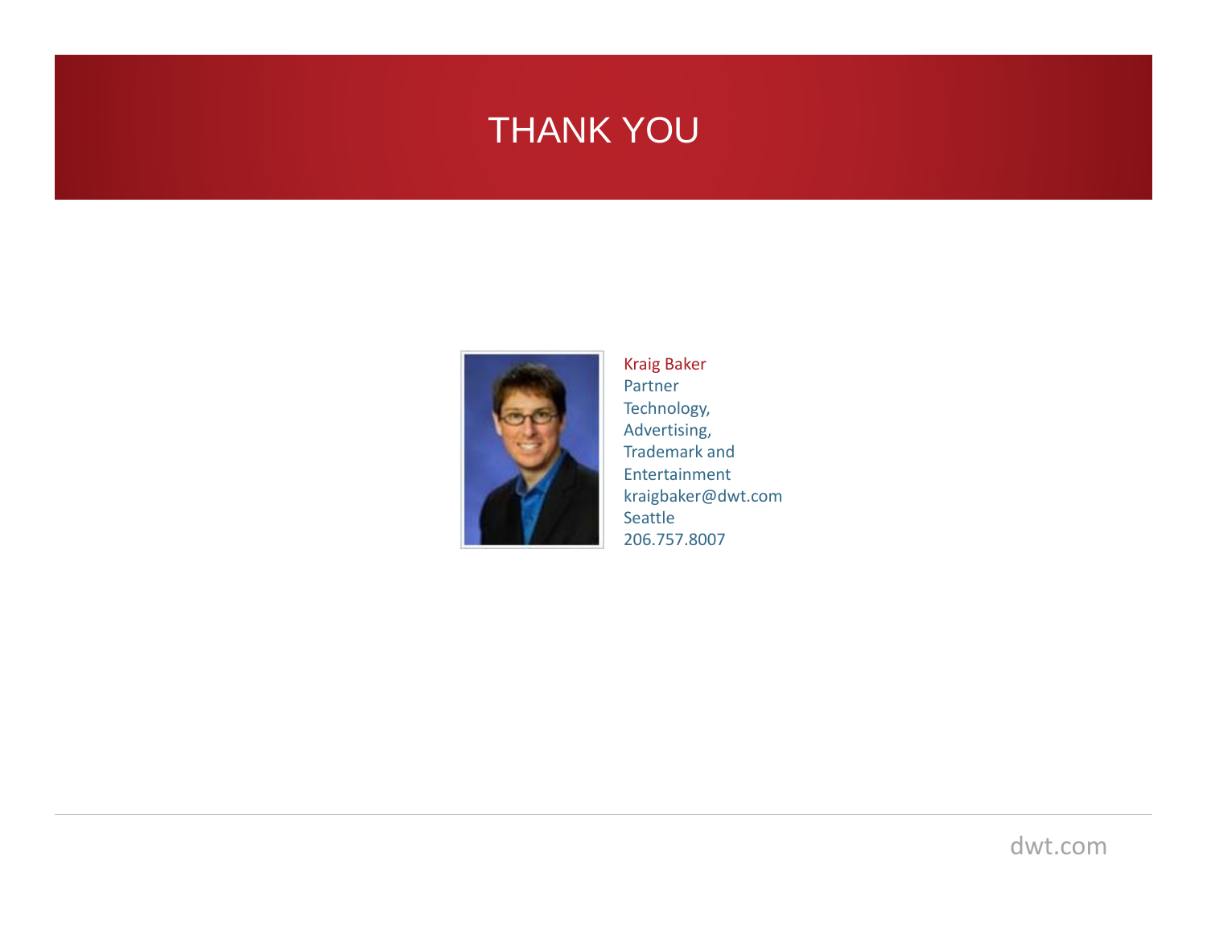# THANK YOU

Kraig Baker
Partner
Technology,
Advertising,
Trademark and
Entertainment
kraigbaker@dwt.com
Seattle
206.757.8007